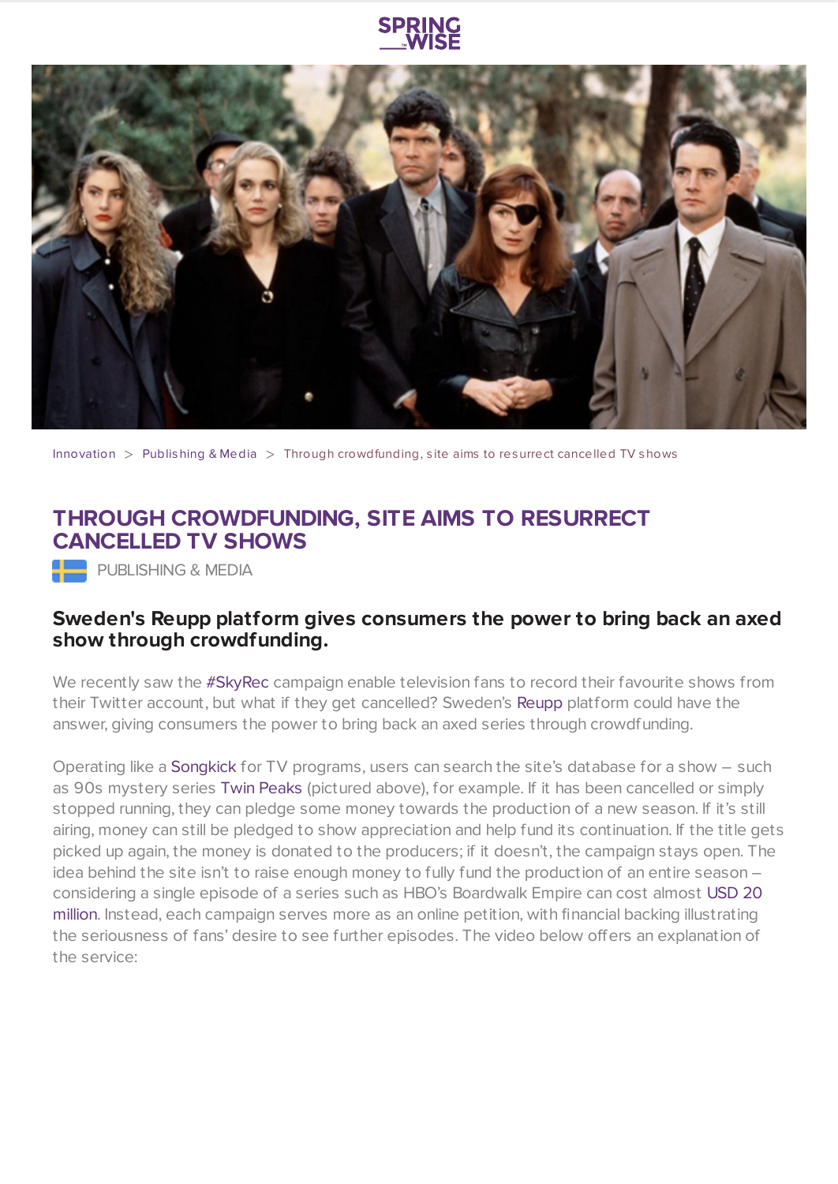Innovation > Publishing & Media > Through crowdfunding, site aims to resurrect cancelled TV shows

# THROUGH CROWDFUNDING, SITE AIMS TO RESURRECT CANCELLED TV SHOWS

PUBLISHING & MEDIA

## Sweden's Reupp platform gives consumers the power to bring back an axed show through crowdfunding.

We recently saw the #SkyRec campaign enable television fans to record their favourite shows from their Twitter account, but what if they get cancelled? Sweden's Reupp platform could have the answer, giving consumers the power to bring back an axed series through crowdfunding.

Operating like a Songkick for TV programs, users can search the site's database for a show – such as 90s mystery series Twin Peaks (pictured above), for example. If it has been cancelled or simply stopped running, they can pledge some money towards the production of a new season. If it's still airing, money can still be pledged to show appreciation and help fund its continuation. If the title gets picked up again, the money is donated to the producers; if it doesn't, the campaign stays open. The idea behind the site isn't to raise enough money to fully fund the production of an entire season – considering a single episode of a series such as HBO's Boardwalk Empire can cost almost USD 20 million. Instead, each campaign serves more as an online petition, with financial backing illustrating the seriousness of fans' desire to see further episodes. The video below offers an explanation of the service: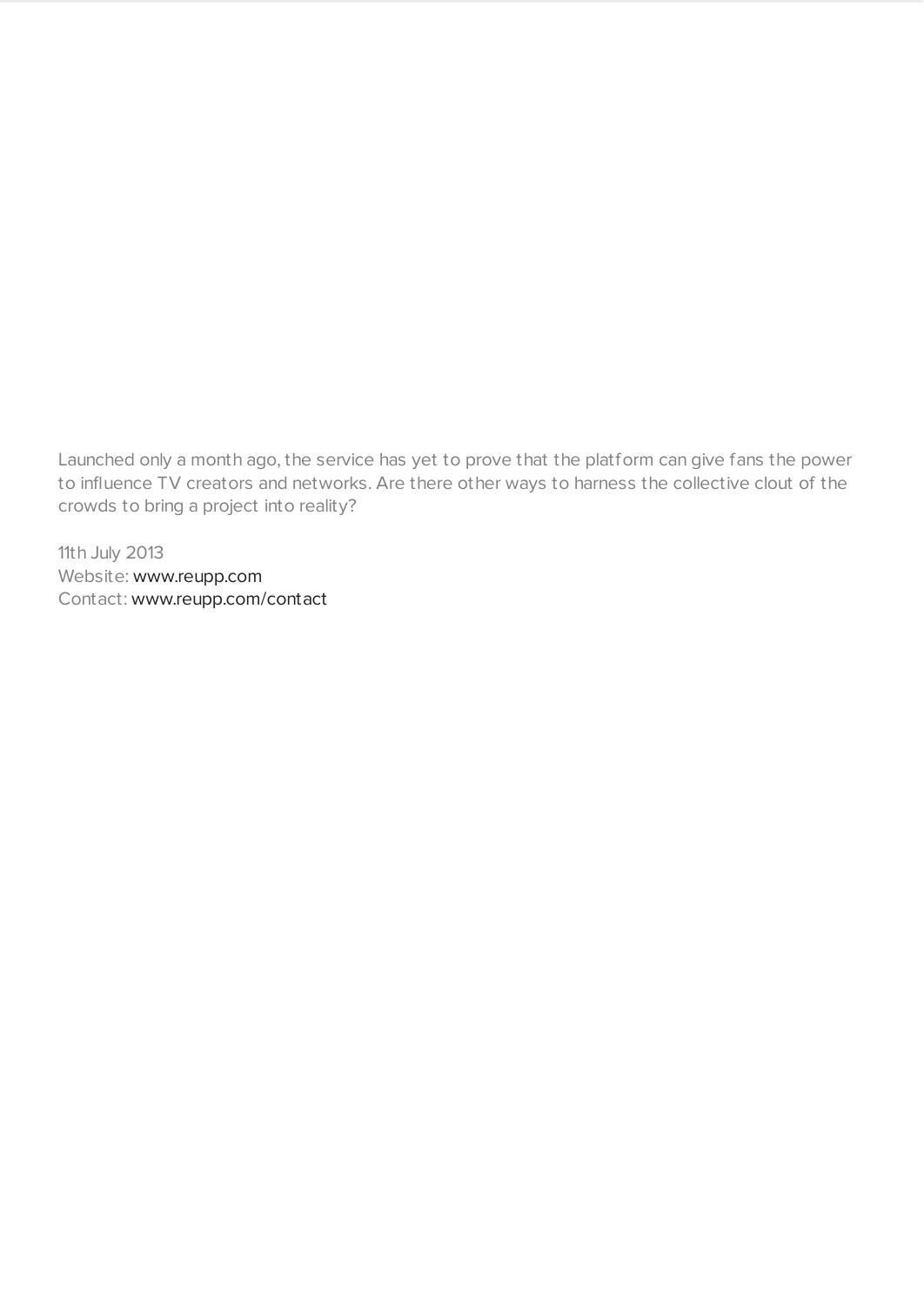Launched only a month ago, the service has yet to prove that the platform can give fans the power to influence TV creators and networks. Are there other ways to harness the collective clout of the crowds to bring a project into reality?

11th July 2013
Website: www.reupp.com
Contact: www.reupp.com/contact